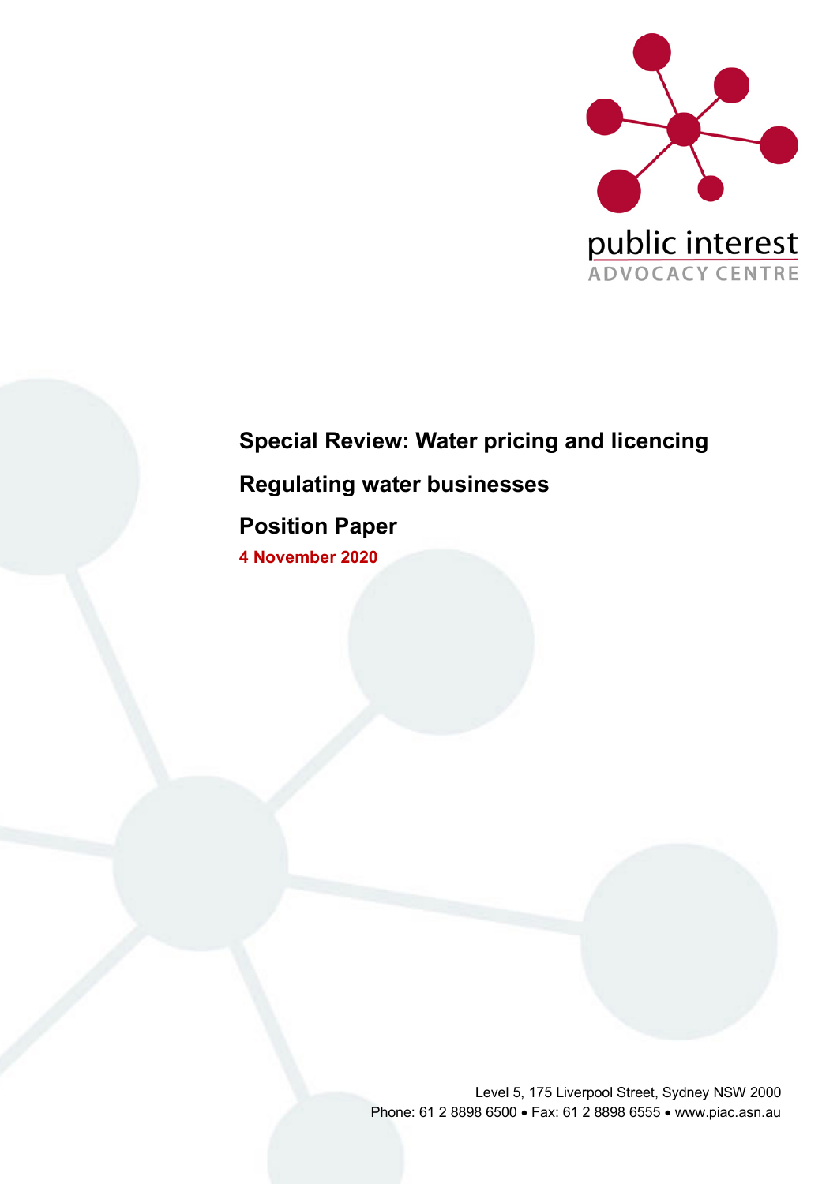public interest
ADVOCACY CENTRE

# Special Review: Water pricing and licencing

## Regulating water businesses

## Position Paper

**4 November 2020**

Level 5, 175 Liverpool Street, Sydney NSW 2000
Phone: 61 2 8898 6500 • Fax: 61 2 8898 6555 • www.piac.asn.au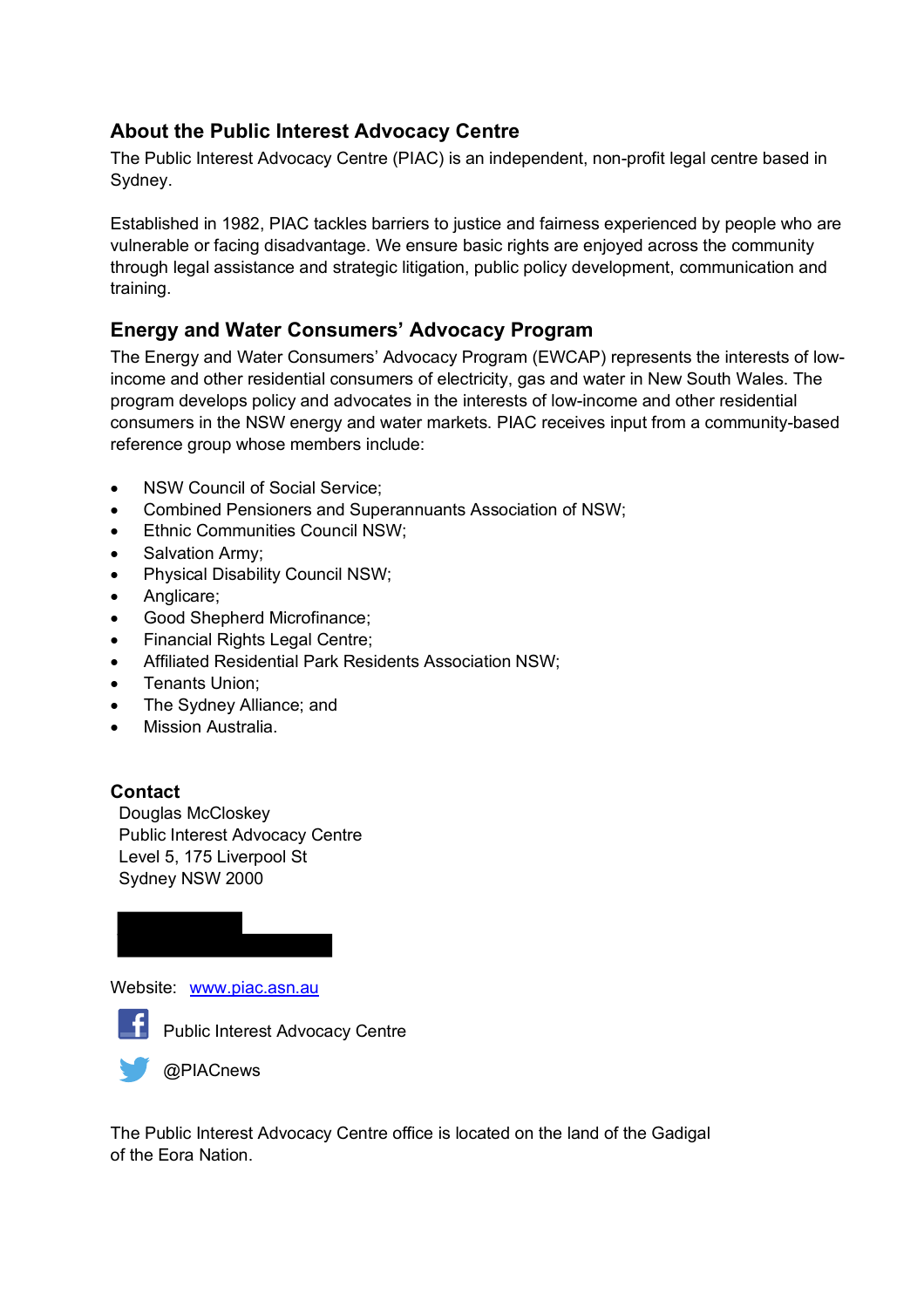## About the Public Interest Advocacy Centre

The Public Interest Advocacy Centre (PIAC) is an independent, non-profit legal centre based in Sydney.

Established in 1982, PIAC tackles barriers to justice and fairness experienced by people who are vulnerable or facing disadvantage. We ensure basic rights are enjoyed across the community through legal assistance and strategic litigation, public policy development, communication and training.

## Energy and Water Consumers' Advocacy Program

The Energy and Water Consumers' Advocacy Program (EWCAP) represents the interests of low-income and other residential consumers of electricity, gas and water in New South Wales. The program develops policy and advocates in the interests of low-income and other residential consumers in the NSW energy and water markets. PIAC receives input from a community-based reference group whose members include:

- NSW Council of Social Service;
- Combined Pensioners and Superannuants Association of NSW;
- Ethnic Communities Council NSW;
- Salvation Army;
- Physical Disability Council NSW;
- Anglicare;
- Good Shepherd Microfinance;
- Financial Rights Legal Centre;
- Affiliated Residential Park Residents Association NSW;
- Tenants Union;
- The Sydney Alliance; and
- Mission Australia.

**Contact**

Douglas McCloskey
Public Interest Advocacy Centre
Level 5, 175 Liverpool St
Sydney NSW 2000

Website: www.piac.asn.au

Public Interest Advocacy Centre

@PIACnews

The Public Interest Advocacy Centre office is located on the land of the Gadigal of the Eora Nation.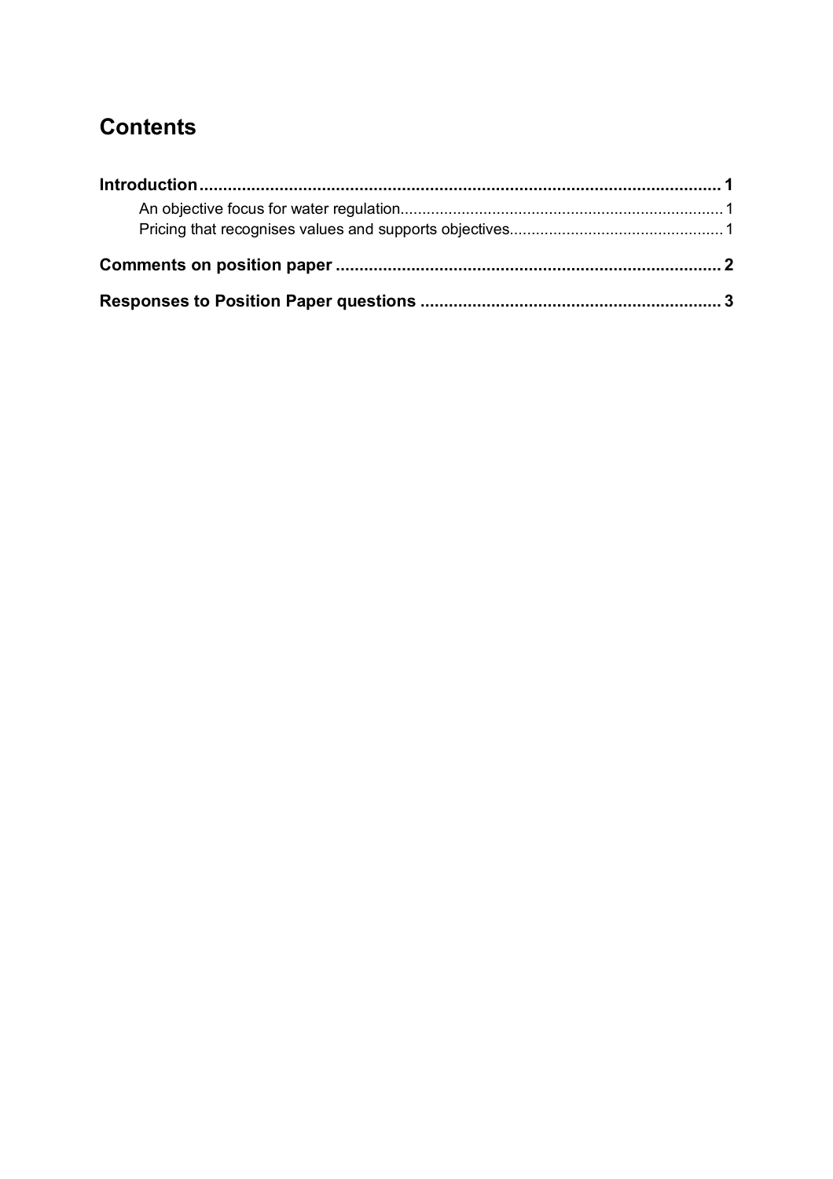# Contents

**Introduction** .......... **1**

- An objective focus for water regulation .......... 1
- Pricing that recognises values and supports objectives .......... 1

**Comments on position paper** .......... **2**

**Responses to Position Paper questions** .......... **3**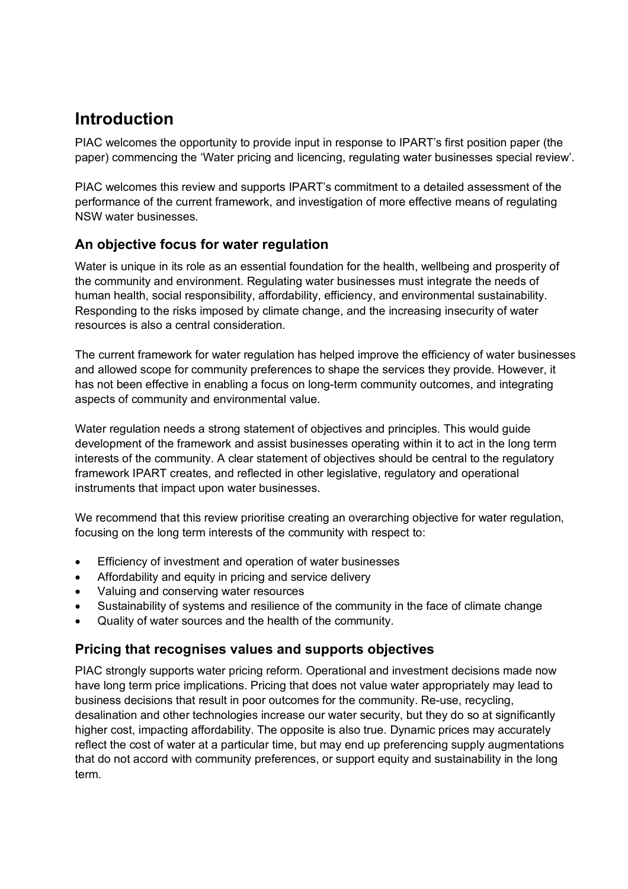# Introduction

PIAC welcomes the opportunity to provide input in response to IPART's first position paper (the paper) commencing the 'Water pricing and licencing, regulating water businesses special review'.

PIAC welcomes this review and supports IPART's commitment to a detailed assessment of the performance of the current framework, and investigation of more effective means of regulating NSW water businesses.

## An objective focus for water regulation

Water is unique in its role as an essential foundation for the health, wellbeing and prosperity of the community and environment. Regulating water businesses must integrate the needs of human health, social responsibility, affordability, efficiency, and environmental sustainability. Responding to the risks imposed by climate change, and the increasing insecurity of water resources is also a central consideration.

The current framework for water regulation has helped improve the efficiency of water businesses and allowed scope for community preferences to shape the services they provide. However, it has not been effective in enabling a focus on long-term community outcomes, and integrating aspects of community and environmental value.

Water regulation needs a strong statement of objectives and principles. This would guide development of the framework and assist businesses operating within it to act in the long term interests of the community. A clear statement of objectives should be central to the regulatory framework IPART creates, and reflected in other legislative, regulatory and operational instruments that impact upon water businesses.

We recommend that this review prioritise creating an overarching objective for water regulation, focusing on the long term interests of the community with respect to:

- Efficiency of investment and operation of water businesses
- Affordability and equity in pricing and service delivery
- Valuing and conserving water resources
- Sustainability of systems and resilience of the community in the face of climate change
- Quality of water sources and the health of the community.

## Pricing that recognises values and supports objectives

PIAC strongly supports water pricing reform. Operational and investment decisions made now have long term price implications. Pricing that does not value water appropriately may lead to business decisions that result in poor outcomes for the community. Re-use, recycling, desalination and other technologies increase our water security, but they do so at significantly higher cost, impacting affordability. The opposite is also true. Dynamic prices may accurately reflect the cost of water at a particular time, but may end up preferencing supply augmentations that do not accord with community preferences, or support equity and sustainability in the long term.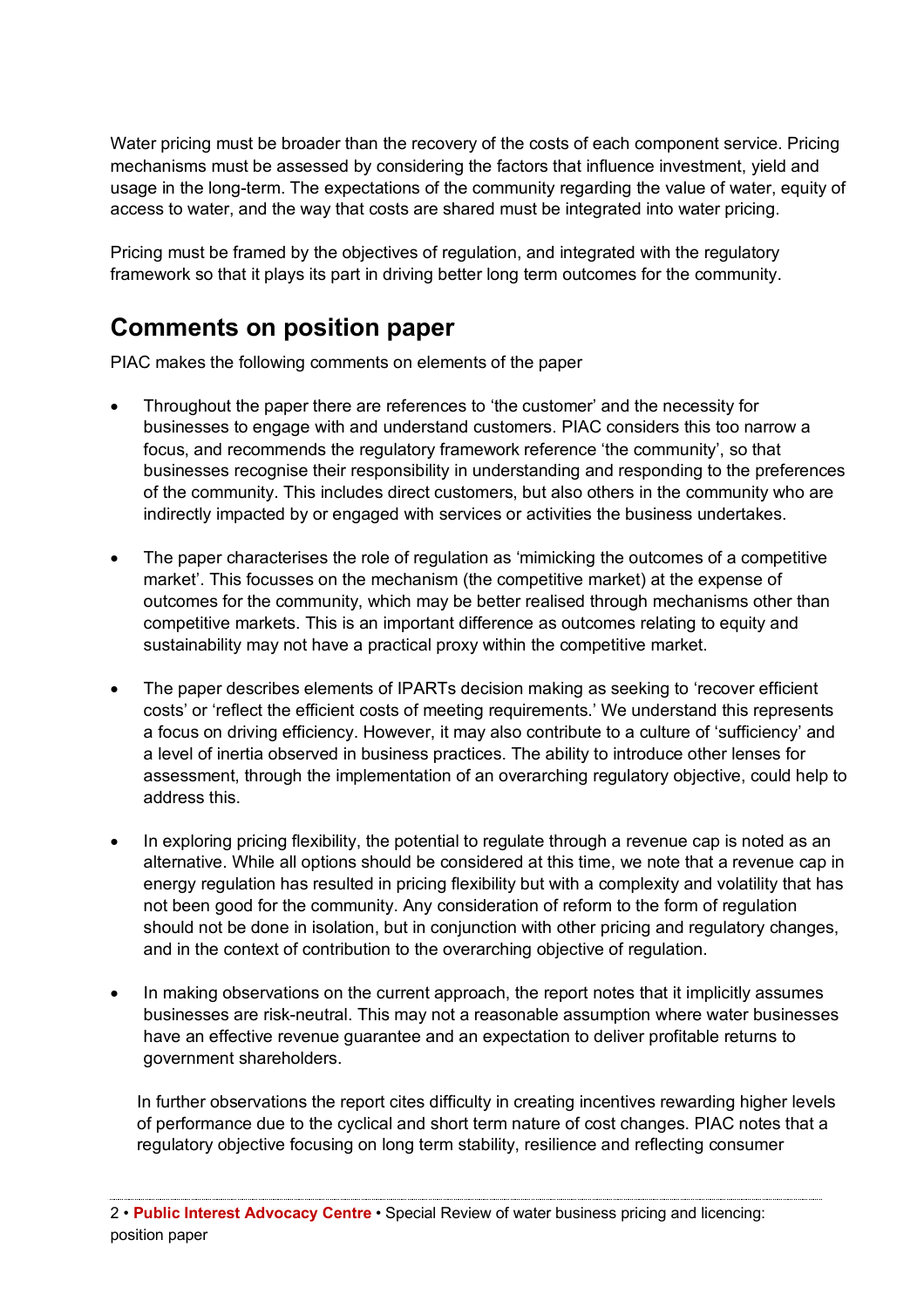Water pricing must be broader than the recovery of the costs of each component service. Pricing mechanisms must be assessed by considering the factors that influence investment, yield and usage in the long-term. The expectations of the community regarding the value of water, equity of access to water, and the way that costs are shared must be integrated into water pricing.

Pricing must be framed by the objectives of regulation, and integrated with the regulatory framework so that it plays its part in driving better long term outcomes for the community.

## Comments on position paper

PIAC makes the following comments on elements of the paper

- Throughout the paper there are references to 'the customer' and the necessity for businesses to engage with and understand customers. PIAC considers this too narrow a focus, and recommends the regulatory framework reference 'the community', so that businesses recognise their responsibility in understanding and responding to the preferences of the community. This includes direct customers, but also others in the community who are indirectly impacted by or engaged with services or activities the business undertakes.

- The paper characterises the role of regulation as 'mimicking the outcomes of a competitive market'. This focusses on the mechanism (the competitive market) at the expense of outcomes for the community, which may be better realised through mechanisms other than competitive markets. This is an important difference as outcomes relating to equity and sustainability may not have a practical proxy within the competitive market.

- The paper describes elements of IPARTs decision making as seeking to 'recover efficient costs' or 'reflect the efficient costs of meeting requirements.' We understand this represents a focus on driving efficiency. However, it may also contribute to a culture of 'sufficiency' and a level of inertia observed in business practices. The ability to introduce other lenses for assessment, through the implementation of an overarching regulatory objective, could help to address this.

- In exploring pricing flexibility, the potential to regulate through a revenue cap is noted as an alternative. While all options should be considered at this time, we note that a revenue cap in energy regulation has resulted in pricing flexibility but with a complexity and volatility that has not been good for the community. Any consideration of reform to the form of regulation should not be done in isolation, but in conjunction with other pricing and regulatory changes, and in the context of contribution to the overarching objective of regulation.

- In making observations on the current approach, the report notes that it implicitly assumes businesses are risk-neutral. This may not a reasonable assumption where water businesses have an effective revenue guarantee and an expectation to deliver profitable returns to government shareholders.

  In further observations the report cites difficulty in creating incentives rewarding higher levels of performance due to the cyclical and short term nature of cost changes. PIAC notes that a regulatory objective focusing on long term stability, resilience and reflecting consumer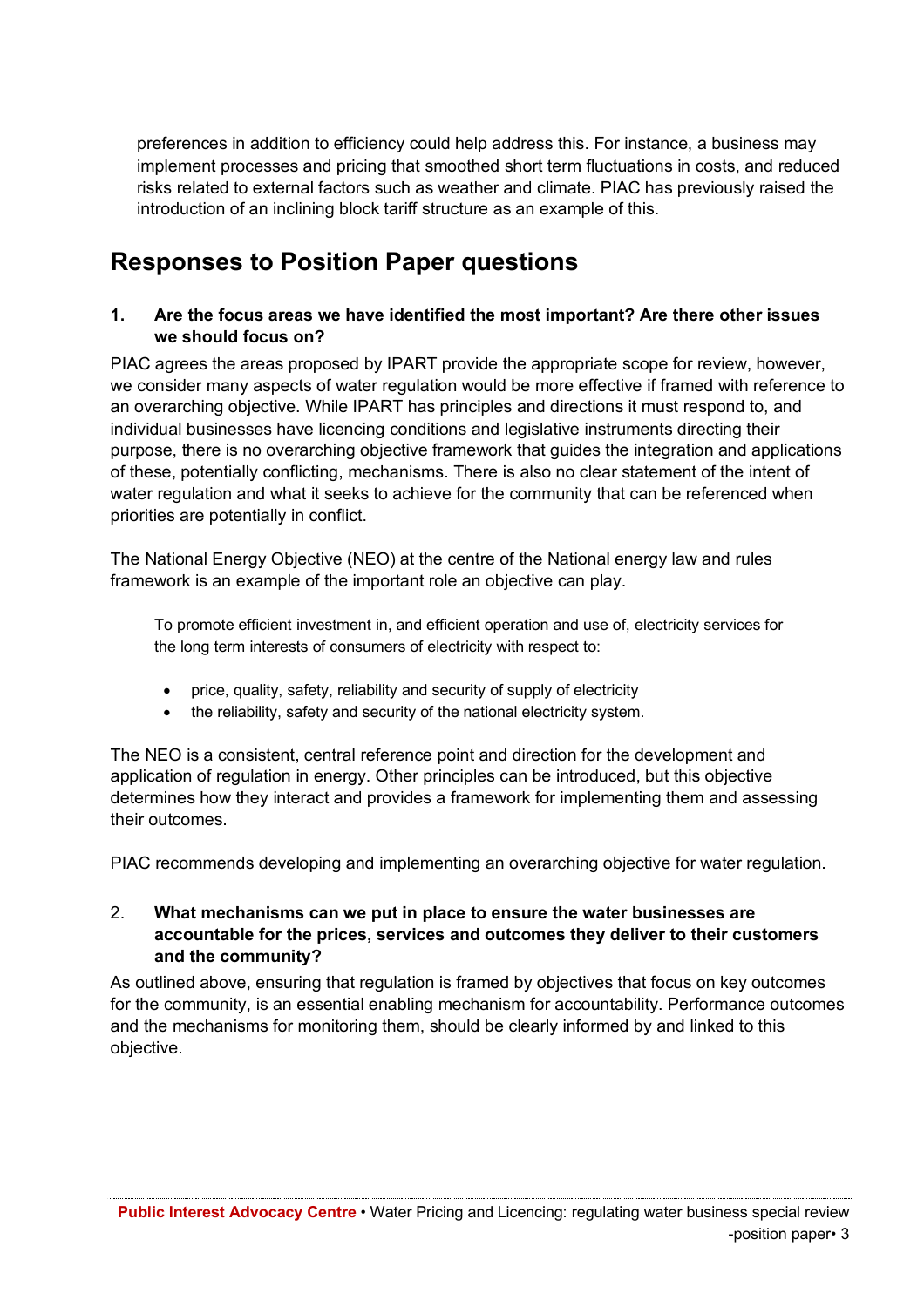preferences in addition to efficiency could help address this. For instance, a business may implement processes and pricing that smoothed short term fluctuations in costs, and reduced risks related to external factors such as weather and climate. PIAC has previously raised the introduction of an inclining block tariff structure as an example of this.

## Responses to Position Paper questions

**1. Are the focus areas we have identified the most important? Are there other issues we should focus on?**

PIAC agrees the areas proposed by IPART provide the appropriate scope for review, however, we consider many aspects of water regulation would be more effective if framed with reference to an overarching objective. While IPART has principles and directions it must respond to, and individual businesses have licencing conditions and legislative instruments directing their purpose, there is no overarching objective framework that guides the integration and applications of these, potentially conflicting, mechanisms. There is also no clear statement of the intent of water regulation and what it seeks to achieve for the community that can be referenced when priorities are potentially in conflict.

The National Energy Objective (NEO) at the centre of the National energy law and rules framework is an example of the important role an objective can play.

> To promote efficient investment in, and efficient operation and use of, electricity services for the long term interests of consumers of electricity with respect to:
>
> - price, quality, safety, reliability and security of supply of electricity
> - the reliability, safety and security of the national electricity system.

The NEO is a consistent, central reference point and direction for the development and application of regulation in energy. Other principles can be introduced, but this objective determines how they interact and provides a framework for implementing them and assessing their outcomes.

PIAC recommends developing and implementing an overarching objective for water regulation.

**2. What mechanisms can we put in place to ensure the water businesses are accountable for the prices, services and outcomes they deliver to their customers and the community?**

As outlined above, ensuring that regulation is framed by objectives that focus on key outcomes for the community, is an essential enabling mechanism for accountability. Performance outcomes and the mechanisms for monitoring them, should be clearly informed by and linked to this objective.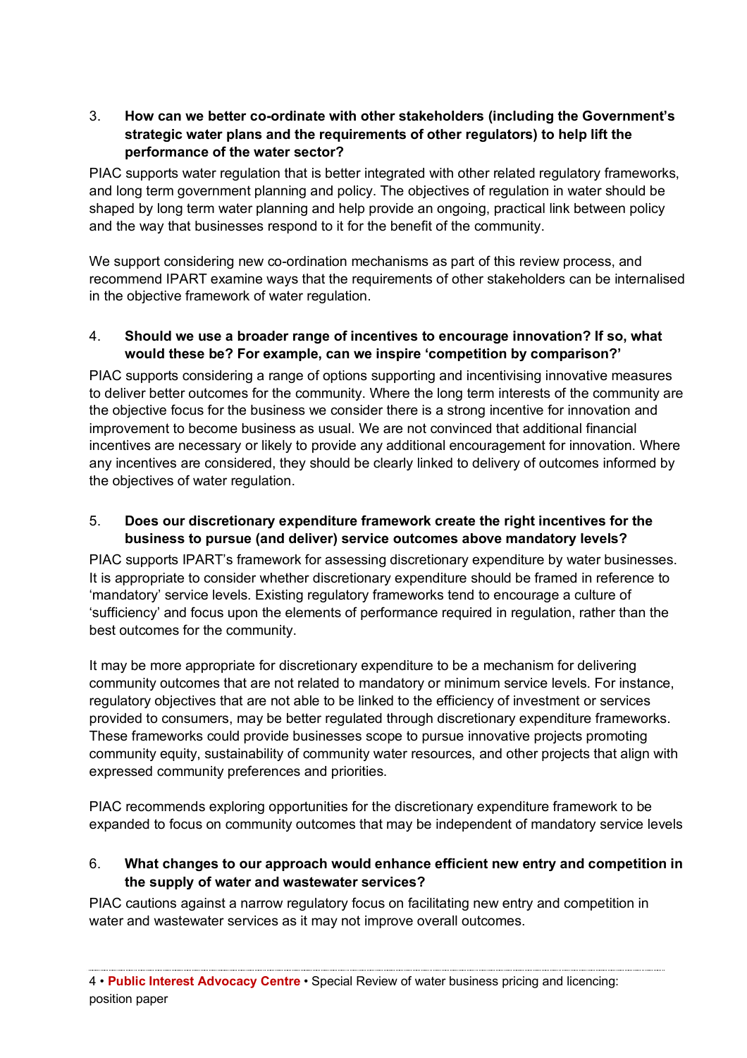3. **How can we better co-ordinate with other stakeholders (including the Government's strategic water plans and the requirements of other regulators) to help lift the performance of the water sector?**

PIAC supports water regulation that is better integrated with other related regulatory frameworks, and long term government planning and policy. The objectives of regulation in water should be shaped by long term water planning and help provide an ongoing, practical link between policy and the way that businesses respond to it for the benefit of the community.

We support considering new co-ordination mechanisms as part of this review process, and recommend IPART examine ways that the requirements of other stakeholders can be internalised in the objective framework of water regulation.

4. **Should we use a broader range of incentives to encourage innovation? If so, what would these be? For example, can we inspire 'competition by comparison?'**

PIAC supports considering a range of options supporting and incentivising innovative measures to deliver better outcomes for the community. Where the long term interests of the community are the objective focus for the business we consider there is a strong incentive for innovation and improvement to become business as usual. We are not convinced that additional financial incentives are necessary or likely to provide any additional encouragement for innovation. Where any incentives are considered, they should be clearly linked to delivery of outcomes informed by the objectives of water regulation.

5. **Does our discretionary expenditure framework create the right incentives for the business to pursue (and deliver) service outcomes above mandatory levels?**

PIAC supports IPART's framework for assessing discretionary expenditure by water businesses. It is appropriate to consider whether discretionary expenditure should be framed in reference to 'mandatory' service levels. Existing regulatory frameworks tend to encourage a culture of 'sufficiency' and focus upon the elements of performance required in regulation, rather than the best outcomes for the community.

It may be more appropriate for discretionary expenditure to be a mechanism for delivering community outcomes that are not related to mandatory or minimum service levels. For instance, regulatory objectives that are not able to be linked to the efficiency of investment or services provided to consumers, may be better regulated through discretionary expenditure frameworks. These frameworks could provide businesses scope to pursue innovative projects promoting community equity, sustainability of community water resources, and other projects that align with expressed community preferences and priorities.

PIAC recommends exploring opportunities for the discretionary expenditure framework to be expanded to focus on community outcomes that may be independent of mandatory service levels

6. **What changes to our approach would enhance efficient new entry and competition in the supply of water and wastewater services?**

PIAC cautions against a narrow regulatory focus on facilitating new entry and competition in water and wastewater services as it may not improve overall outcomes.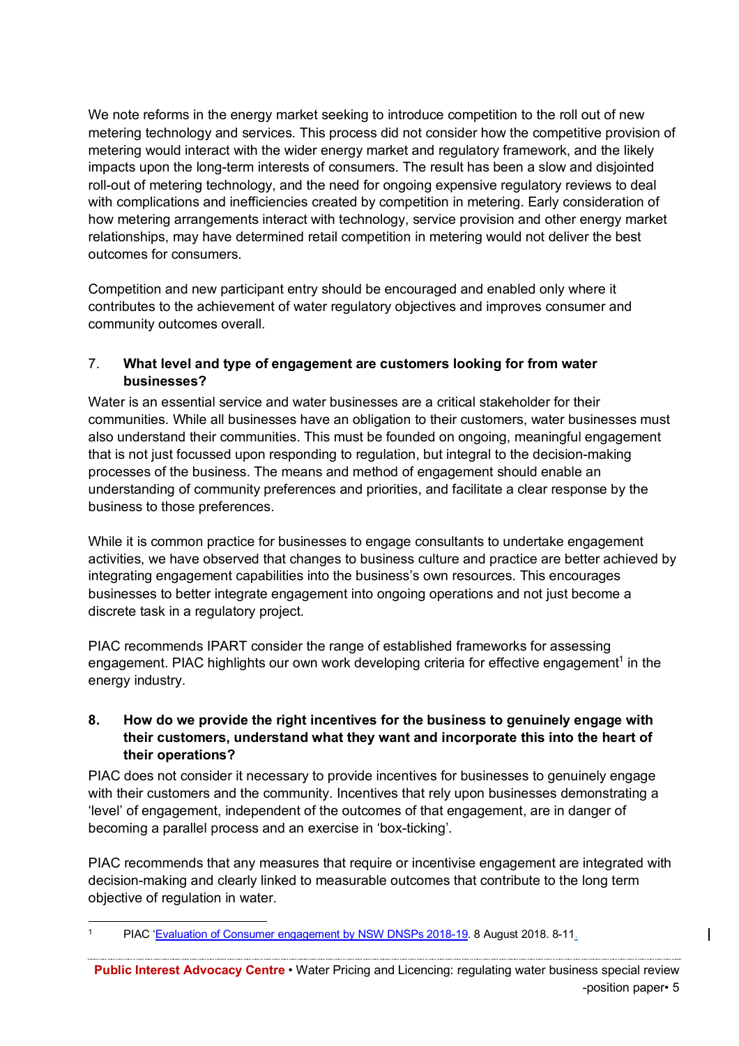We note reforms in the energy market seeking to introduce competition to the roll out of new metering technology and services. This process did not consider how the competitive provision of metering would interact with the wider energy market and regulatory framework, and the likely impacts upon the long-term interests of consumers. The result has been a slow and disjointed roll-out of metering technology, and the need for ongoing expensive regulatory reviews to deal with complications and inefficiencies created by competition in metering. Early consideration of how metering arrangements interact with technology, service provision and other energy market relationships, may have determined retail competition in metering would not deliver the best outcomes for consumers.

Competition and new participant entry should be encouraged and enabled only where it contributes to the achievement of water regulatory objectives and improves consumer and community outcomes overall.

### 7. What level and type of engagement are customers looking for from water businesses?

Water is an essential service and water businesses are a critical stakeholder for their communities. While all businesses have an obligation to their customers, water businesses must also understand their communities. This must be founded on ongoing, meaningful engagement that is not just focussed upon responding to regulation, but integral to the decision-making processes of the business. The means and method of engagement should enable an understanding of community preferences and priorities, and facilitate a clear response by the business to those preferences.

While it is common practice for businesses to engage consultants to undertake engagement activities, we have observed that changes to business culture and practice are better achieved by integrating engagement capabilities into the business's own resources. This encourages businesses to better integrate engagement into ongoing operations and not just become a discrete task in a regulatory project.

PIAC recommends IPART consider the range of established frameworks for assessing engagement. PIAC highlights our own work developing criteria for effective engagement[1] in the energy industry.

### 8. How do we provide the right incentives for the business to genuinely engage with their customers, understand what they want and incorporate this into the heart of their operations?

PIAC does not consider it necessary to provide incentives for businesses to genuinely engage with their customers and the community. Incentives that rely upon businesses demonstrating a 'level' of engagement, independent of the outcomes of that engagement, are in danger of becoming a parallel process and an exercise in 'box-ticking'.

PIAC recommends that any measures that require or incentivise engagement are integrated with decision-making and clearly linked to measurable outcomes that contribute to the long term objective of regulation in water.

---

[1] PIAC 'Evaluation of Consumer engagement by NSW DNSPs 2018-19. 8 August 2018. 8-11.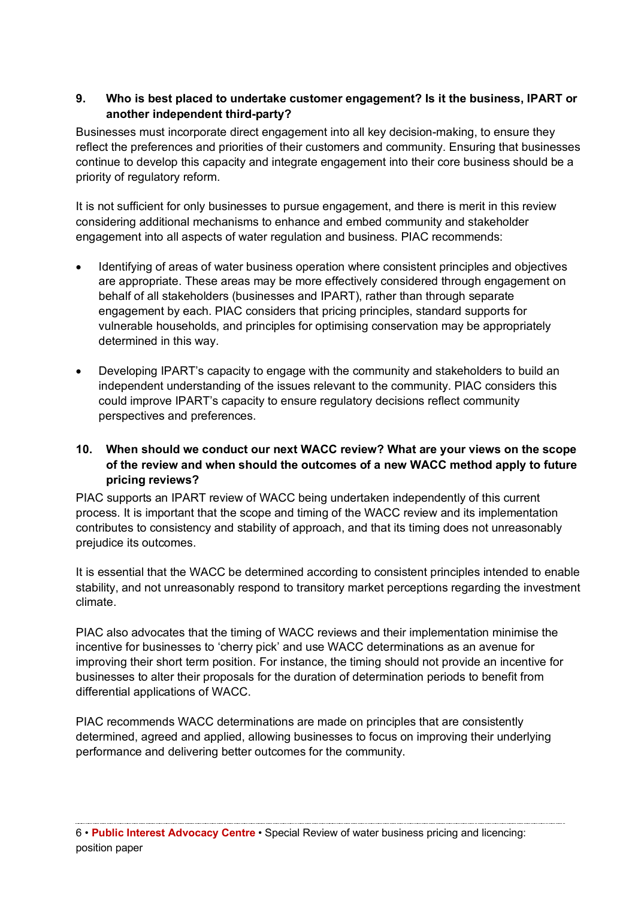### 9. Who is best placed to undertake customer engagement? Is it the business, IPART or another independent third-party?

Businesses must incorporate direct engagement into all key decision-making, to ensure they reflect the preferences and priorities of their customers and community. Ensuring that businesses continue to develop this capacity and integrate engagement into their core business should be a priority of regulatory reform.

It is not sufficient for only businesses to pursue engagement, and there is merit in this review considering additional mechanisms to enhance and embed community and stakeholder engagement into all aspects of water regulation and business. PIAC recommends:

- Identifying of areas of water business operation where consistent principles and objectives are appropriate. These areas may be more effectively considered through engagement on behalf of all stakeholders (businesses and IPART), rather than through separate engagement by each. PIAC considers that pricing principles, standard supports for vulnerable households, and principles for optimising conservation may be appropriately determined in this way.
- Developing IPART's capacity to engage with the community and stakeholders to build an independent understanding of the issues relevant to the community. PIAC considers this could improve IPART's capacity to ensure regulatory decisions reflect community perspectives and preferences.

### 10. When should we conduct our next WACC review? What are your views on the scope of the review and when should the outcomes of a new WACC method apply to future pricing reviews?

PIAC supports an IPART review of WACC being undertaken independently of this current process. It is important that the scope and timing of the WACC review and its implementation contributes to consistency and stability of approach, and that its timing does not unreasonably prejudice its outcomes.

It is essential that the WACC be determined according to consistent principles intended to enable stability, and not unreasonably respond to transitory market perceptions regarding the investment climate.

PIAC also advocates that the timing of WACC reviews and their implementation minimise the incentive for businesses to 'cherry pick' and use WACC determinations as an avenue for improving their short term position. For instance, the timing should not provide an incentive for businesses to alter their proposals for the duration of determination periods to benefit from differential applications of WACC.

PIAC recommends WACC determinations are made on principles that are consistently determined, agreed and applied, allowing businesses to focus on improving their underlying performance and delivering better outcomes for the community.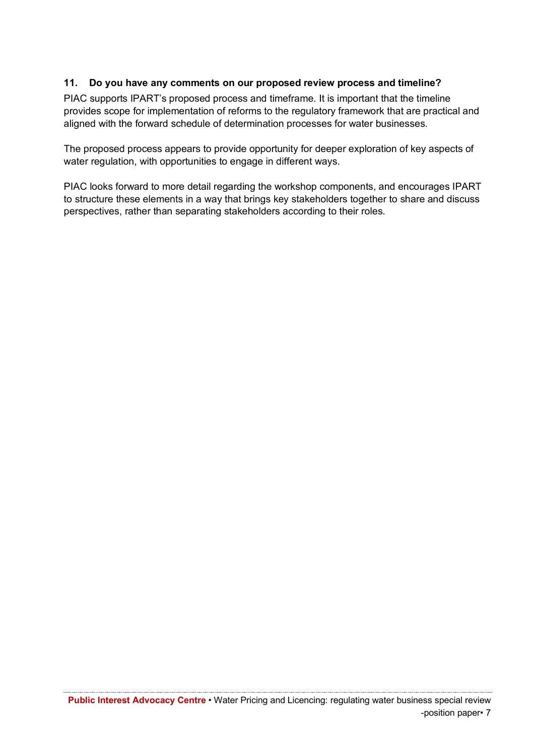**11. Do you have any comments on our proposed review process and timeline?**

PIAC supports IPART's proposed process and timeframe. It is important that the timeline provides scope for implementation of reforms to the regulatory framework that are practical and aligned with the forward schedule of determination processes for water businesses.

The proposed process appears to provide opportunity for deeper exploration of key aspects of water regulation, with opportunities to engage in different ways.

PIAC looks forward to more detail regarding the workshop components, and encourages IPART to structure these elements in a way that brings key stakeholders together to share and discuss perspectives, rather than separating stakeholders according to their roles.